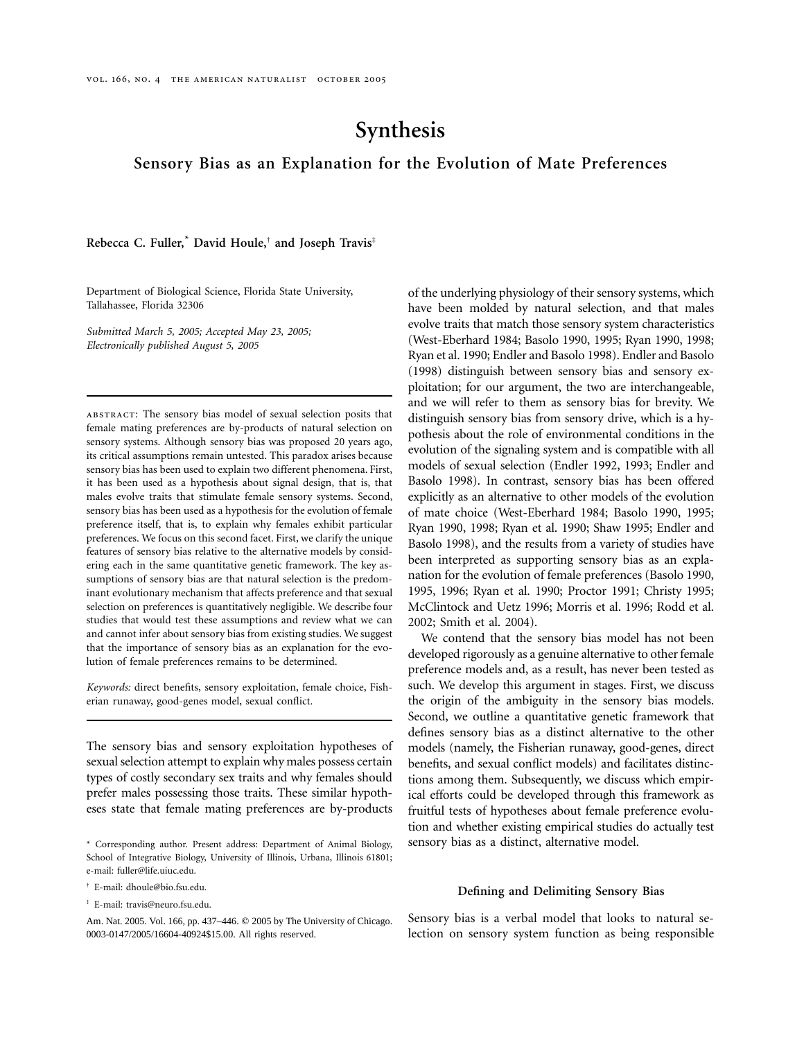# Synthesis

## Sensory Bias as an Explanation for the Evolution of Mate Preferences

**Rebecca C. Fuller,[*] David Houle,[†] and Joseph Travis[‡]**

Department of Biological Science, Florida State University, Tallahassee, Florida 32306

*Submitted March 5, 2005; Accepted May 23, 2005; Electronically published August 5, 2005*

---

abstract: The sensory bias model of sexual selection posits that female mating preferences are by-products of natural selection on sensory systems. Although sensory bias was proposed 20 years ago, its critical assumptions remain untested. This paradox arises because sensory bias has been used to explain two different phenomena. First, it has been used as a hypothesis about signal design, that is, that males evolve traits that stimulate female sensory systems. Second, sensory bias has been used as a hypothesis for the evolution of female preference itself, that is, to explain why females exhibit particular preferences. We focus on this second facet. First, we clarify the unique features of sensory bias relative to the alternative models by considering each in the same quantitative genetic framework. The key assumptions of sensory bias are that natural selection is the predominant evolutionary mechanism that affects preference and that sexual selection on preferences is quantitatively negligible. We describe four studies that would test these assumptions and review what we can and cannot infer about sensory bias from existing studies. We suggest that the importance of sensory bias as an explanation for the evolution of female preferences remains to be determined.

*Keywords:* direct benefits, sensory exploitation, female choice, Fisherian runaway, good-genes model, sexual conflict.

---

The sensory bias and sensory exploitation hypotheses of sexual selection attempt to explain why males possess certain types of costly secondary sex traits and why females should prefer males possessing those traits. These similar hypotheses state that female mating preferences are by-products of the underlying physiology of their sensory systems, which have been molded by natural selection, and that males evolve traits that match those sensory system characteristics (West-Eberhard 1984; Basolo 1990, 1995; Ryan 1990, 1998; Ryan et al. 1990; Endler and Basolo 1998). Endler and Basolo (1998) distinguish between sensory bias and sensory exploitation; for our argument, the two are interchangeable, and we will refer to them as sensory bias for brevity. We distinguish sensory bias from sensory drive, which is a hypothesis about the role of environmental conditions in the evolution of the signaling system and is compatible with all models of sexual selection (Endler 1992, 1993; Endler and Basolo 1998). In contrast, sensory bias has been offered explicitly as an alternative to other models of the evolution of mate choice (West-Eberhard 1984; Basolo 1990, 1995; Ryan 1990, 1998; Ryan et al. 1990; Shaw 1995; Endler and Basolo 1998), and the results from a variety of studies have been interpreted as supporting sensory bias as an explanation for the evolution of female preferences (Basolo 1990, 1995, 1996; Ryan et al. 1990; Proctor 1991; Christy 1995; McClintock and Uetz 1996; Morris et al. 1996; Rodd et al. 2002; Smith et al. 2004).

We contend that the sensory bias model has not been developed rigorously as a genuine alternative to other female preference models and, as a result, has never been tested as such. We develop this argument in stages. First, we discuss the origin of the ambiguity in the sensory bias models. Second, we outline a quantitative genetic framework that defines sensory bias as a distinct alternative to the other models (namely, the Fisherian runaway, good-genes, direct benefits, and sexual conflict models) and facilitates distinctions among them. Subsequently, we discuss which empirical efforts could be developed through this framework as fruitful tests of hypotheses about female preference evolution and whether existing empirical studies do actually test sensory bias as a distinct, alternative model.

### Defining and Delimiting Sensory Bias

Sensory bias is a verbal model that looks to natural selection on sensory system function as being responsible

---

[*] Corresponding author. Present address: Department of Animal Biology, School of Integrative Biology, University of Illinois, Urbana, Illinois 61801; e-mail: fuller@life.uiuc.edu.

[†] E-mail: dhoule@bio.fsu.edu.

[‡] E-mail: travis@neuro.fsu.edu.

Am. Nat. 2005. Vol. 166, pp. 437–446. © 2005 by The University of Chicago. 0003-0147/2005/16604-40924$15.00. All rights reserved.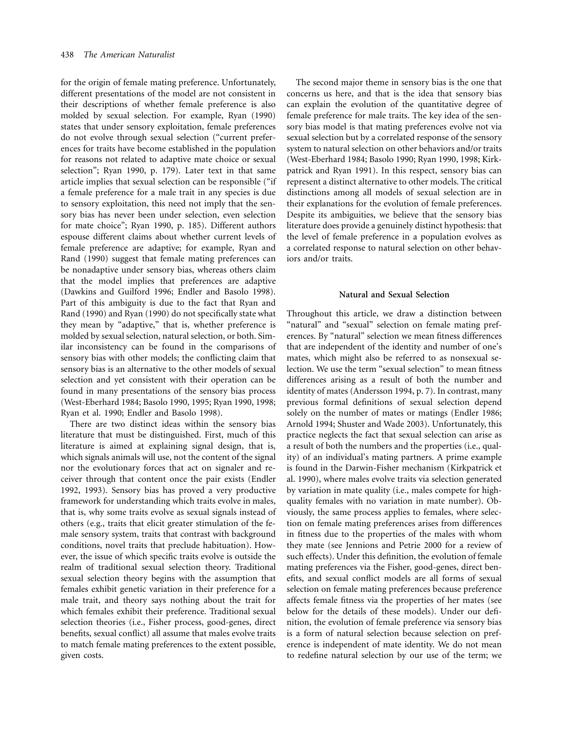for the origin of female mating preference. Unfortunately, different presentations of the model are not consistent in their descriptions of whether female preference is also molded by sexual selection. For example, Ryan (1990) states that under sensory exploitation, female preferences do not evolve through sexual selection ("current preferences for traits have become established in the population for reasons not related to adaptive mate choice or sexual selection"; Ryan 1990, p. 179). Later text in that same article implies that sexual selection can be responsible ("if a female preference for a male trait in any species is due to sensory exploitation, this need not imply that the sensory bias has never been under selection, even selection for mate choice"; Ryan 1990, p. 185). Different authors espouse different claims about whether current levels of female preference are adaptive; for example, Ryan and Rand (1990) suggest that female mating preferences can be nonadaptive under sensory bias, whereas others claim that the model implies that preferences are adaptive (Dawkins and Guilford 1996; Endler and Basolo 1998). Part of this ambiguity is due to the fact that Ryan and Rand (1990) and Ryan (1990) do not specifically state what they mean by "adaptive," that is, whether preference is molded by sexual selection, natural selection, or both. Similar inconsistency can be found in the comparisons of sensory bias with other models; the conflicting claim that sensory bias is an alternative to the other models of sexual selection and yet consistent with their operation can be found in many presentations of the sensory bias process (West-Eberhard 1984; Basolo 1990, 1995; Ryan 1990, 1998; Ryan et al. 1990; Endler and Basolo 1998).

There are two distinct ideas within the sensory bias literature that must be distinguished. First, much of this literature is aimed at explaining signal design, that is, which signals animals will use, not the content of the signal nor the evolutionary forces that act on signaler and receiver through that content once the pair exists (Endler 1992, 1993). Sensory bias has proved a very productive framework for understanding which traits evolve in males, that is, why some traits evolve as sexual signals instead of others (e.g., traits that elicit greater stimulation of the female sensory system, traits that contrast with background conditions, novel traits that preclude habituation). However, the issue of which specific traits evolve is outside the realm of traditional sexual selection theory. Traditional sexual selection theory begins with the assumption that females exhibit genetic variation in their preference for a male trait, and theory says nothing about the trait for which females exhibit their preference. Traditional sexual selection theories (i.e., Fisher process, good-genes, direct benefits, sexual conflict) all assume that males evolve traits to match female mating preferences to the extent possible, given costs.

The second major theme in sensory bias is the one that concerns us here, and that is the idea that sensory bias can explain the evolution of the quantitative degree of female preference for male traits. The key idea of the sensory bias model is that mating preferences evolve not via sexual selection but by a correlated response of the sensory system to natural selection on other behaviors and/or traits (West-Eberhard 1984; Basolo 1990; Ryan 1990, 1998; Kirkpatrick and Ryan 1991). In this respect, sensory bias can represent a distinct alternative to other models. The critical distinctions among all models of sexual selection are in their explanations for the evolution of female preferences. Despite its ambiguities, we believe that the sensory bias literature does provide a genuinely distinct hypothesis: that the level of female preference in a population evolves as a correlated response to natural selection on other behaviors and/or traits.

## Natural and Sexual Selection

Throughout this article, we draw a distinction between "natural" and "sexual" selection on female mating preferences. By "natural" selection we mean fitness differences that are independent of the identity and number of one's mates, which might also be referred to as nonsexual selection. We use the term "sexual selection" to mean fitness differences arising as a result of both the number and identity of mates (Andersson 1994, p. 7). In contrast, many previous formal definitions of sexual selection depend solely on the number of mates or matings (Endler 1986; Arnold 1994; Shuster and Wade 2003). Unfortunately, this practice neglects the fact that sexual selection can arise as a result of both the numbers and the properties (i.e., quality) of an individual's mating partners. A prime example is found in the Darwin-Fisher mechanism (Kirkpatrick et al. 1990), where males evolve traits via selection generated by variation in mate quality (i.e., males compete for high-quality females with no variation in mate number). Obviously, the same process applies to females, where selection on female mating preferences arises from differences in fitness due to the properties of the males with whom they mate (see Jennions and Petrie 2000 for a review of such effects). Under this definition, the evolution of female mating preferences via the Fisher, good-genes, direct benefits, and sexual conflict models are all forms of sexual selection on female mating preferences because preference affects female fitness via the properties of her mates (see below for the details of these models). Under our definition, the evolution of female preference via sensory bias is a form of natural selection because selection on preference is independent of mate identity. We do not mean to redefine natural selection by our use of the term; we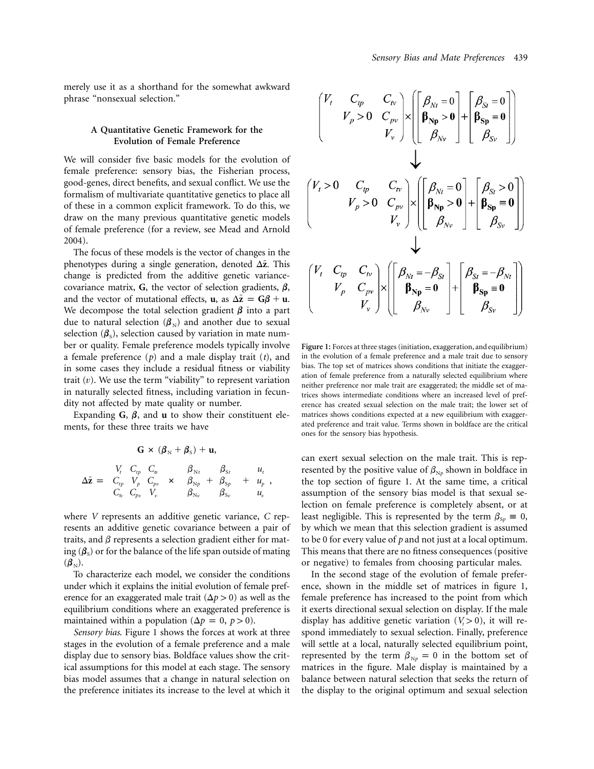merely use it as a shorthand for the somewhat awkward phrase "nonsexual selection."

## A Quantitative Genetic Framework for the Evolution of Female Preference

We will consider five basic models for the evolution of female preference: sensory bias, the Fisherian process, good-genes, direct benefits, and sexual conflict. We use the formalism of multivariate quantitative genetics to place all of these in a common explicit framework. To do this, we draw on the many previous quantitative genetic models of female preference (for a review, see Mead and Arnold 2004).

The focus of these models is the vector of changes in the phenotypes during a single generation, denoted $\Delta\bar{\mathbf{z}}$. This change is predicted from the additive genetic variance-covariance matrix, **G**, the vector of selection gradients, $\boldsymbol{\beta}$, and the vector of mutational effects, **u**, as $\Delta\bar{\mathbf{z}} = \mathbf{G}\boldsymbol{\beta} + \mathbf{u}$. We decompose the total selection gradient $\boldsymbol{\beta}$ into a part due to natural selection ($\boldsymbol{\beta}_N$) and another due to sexual selection ($\boldsymbol{\beta}_S$), selection caused by variation in mate number or quality. Female preference models typically involve a female preference ($p$) and a male display trait ($t$), and in some cases they include a residual fitness or viability trait ($v$). We use the term "viability" to represent variation in naturally selected fitness, including variation in fecundity not affected by mate quality or number.

Expanding **G**, $\boldsymbol{\beta}$, and **u** to show their constituent elements, for these three traits we have

$$\mathbf{G} \times (\boldsymbol{\beta}_N + \boldsymbol{\beta}_S) + \mathbf{u},$$

$$\Delta\bar{\mathbf{z}} = \begin{matrix} V_t & C_{tp} & C_{tv} \\ C_{tp} & V_p & C_{pv} \\ C_{tv} & C_{pv} & V_v \end{matrix} \times \begin{matrix} \beta_{Nt} \\ \beta_{Np} \\ \beta_{Nv} \end{matrix} + \begin{matrix} \beta_{St} \\ \beta_{Sp} \\ \beta_{Sv} \end{matrix} + \begin{matrix} u_t \\ u_p \\ u_v \end{matrix},$$

where $V$ represents an additive genetic variance, $C$ represents an additive genetic covariance between a pair of traits, and $\beta$ represents a selection gradient either for mating ($\boldsymbol{\beta}_S$) or for the balance of the life span outside of mating ($\boldsymbol{\beta}_N$).

To characterize each model, we consider the conditions under which it explains the initial evolution of female preference for an exaggerated male trait ($\Delta p > 0$) as well as the equilibrium conditions where an exaggerated preference is maintained within a population ($\Delta p = 0,\ p > 0$).

*Sensory bias*. Figure 1 shows the forces at work at three stages in the evolution of a female preference and a male display due to sensory bias. Boldface values show the critical assumptions for this model at each stage. The sensory bias model assumes that a change in natural selection on the preference initiates its increase to the level at which it can exert sexual selection on the male trait. This is represented by the positive value of $\beta_{Np}$ shown in boldface in the top section of figure 1. At the same time, a critical assumption of the sensory bias model is that sexual selection on female preference is completely absent, or at least negligible. This is represented by the term $\beta_{Sp} \equiv 0$, by which we mean that this selection gradient is assumed to be 0 for every value of $p$ and not just at a local optimum. This means that there are no fitness consequences (positive or negative) to females from choosing particular males.

In the second stage of the evolution of female preference, shown in the middle set of matrices in figure 1, female preference has increased to the point from which it exerts directional sexual selection on display. If the male display has additive genetic variation ($V_t > 0$), it will respond immediately to sexual selection. Finally, preference will settle at a local, naturally selected equilibrium point, represented by the term $\beta_{Np} = 0$ in the bottom set of matrices in the figure. Male display is maintained by a balance between natural selection that seeks the return of the display to the original optimum and sexual selection

$$\begin{pmatrix} V_t & C_{tp} & C_{tv} \\ & V_p > 0 & C_{pv} \\ & & V_v \end{pmatrix} \times \left( \begin{bmatrix} \beta_{Nt} = 0 \\ \boldsymbol{\beta_{Np} > 0} \\ \beta_{Nv} \end{bmatrix} + \begin{bmatrix} \beta_{St} = 0 \\ \boldsymbol{\beta_{Sp} \equiv 0} \\ \beta_{Sv} \end{bmatrix} \right)$$

$$\downarrow$$

$$\begin{pmatrix} V_t > 0 & C_{tp} & C_{tv} \\ & V_p > 0 & C_{pv} \\ & & V_v \end{pmatrix} \times \left( \begin{bmatrix} \beta_{Nt} = 0 \\ \boldsymbol{\beta_{Np} > 0} \\ \beta_{Nv} \end{bmatrix} + \begin{bmatrix} \beta_{St} > 0 \\ \boldsymbol{\beta_{Sp} \equiv 0} \\ \beta_{Sv} \end{bmatrix} \right)$$

$$\downarrow$$

$$\begin{pmatrix} V_t & C_{tp} & C_{tv} \\ & V_p & C_{pv} \\ & & V_v \end{pmatrix} \times \left( \begin{bmatrix} \beta_{Nt} = -\beta_{St} \\ \boldsymbol{\beta_{Np} = 0} \\ \beta_{Nv} \end{bmatrix} + \begin{bmatrix} \beta_{St} = -\beta_{Nt} \\ \boldsymbol{\beta_{Sp} \equiv 0} \\ \beta_{Sv} \end{bmatrix} \right)$$

**Figure 1:** Forces at three stages (initiation, exaggeration, and equilibrium) in the evolution of a female preference and a male trait due to sensory bias. The top set of matrices shows conditions that initiate the exaggeration of female preference from a naturally selected equilibrium where neither preference nor male trait are exaggerated; the middle set of matrices shows intermediate conditions where an increased level of preference has created sexual selection on the male trait; the lower set of matrices shows conditions expected at a new equilibrium with exaggerated preference and trait value. Terms shown in boldface are the critical ones for the sensory bias hypothesis.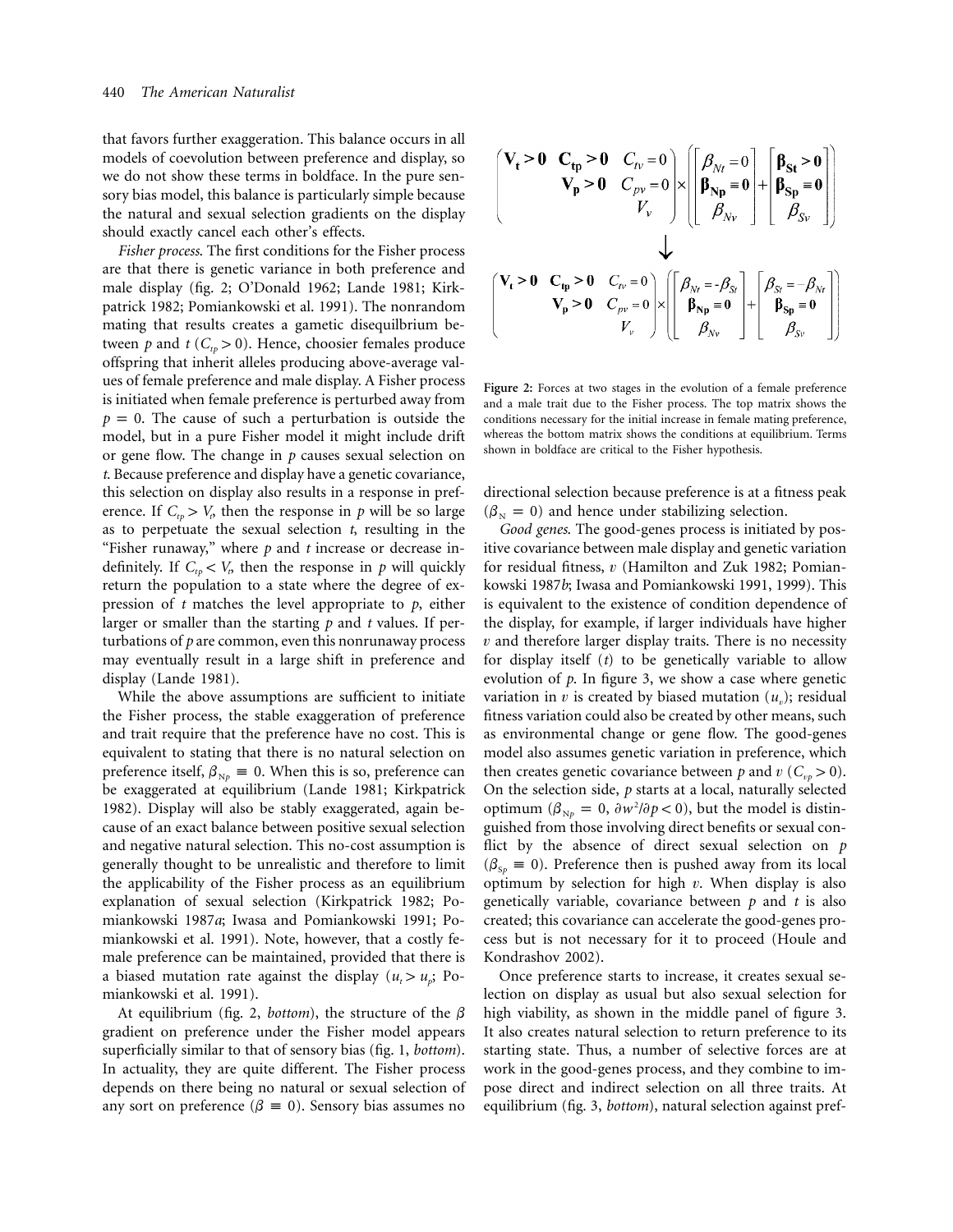that favors further exaggeration. This balance occurs in all models of coevolution between preference and display, so we do not show these terms in boldface. In the pure sensory bias model, this balance is particularly simple because the natural and sexual selection gradients on the display should exactly cancel each other's effects.

*Fisher process*. The first conditions for the Fisher process are that there is genetic variance in both preference and male display (fig. 2; O'Donald 1962; Lande 1981; Kirkpatrick 1982; Pomiankowski et al. 1991). The nonrandom mating that results creates a gametic disequilibrium between $p$ and $t$ ($C_{tp} > 0$). Hence, choosier females produce offspring that inherit alleles producing above-average values of female preference and male display. A Fisher process is initiated when female preference is perturbed away from $p = 0$. The cause of such a perturbation is outside the model, but in a pure Fisher model it might include drift or gene flow. The change in $p$ causes sexual selection on $t$. Because preference and display have a genetic covariance, this selection on display also results in a response in preference. If $C_{tp} > V_t$, then the response in $p$ will be so large as to perpetuate the sexual selection $t$, resulting in the "Fisher runaway," where $p$ and $t$ increase or decrease indefinitely. If $C_{tp} < V_t$, then the response in $p$ will quickly return the population to a state where the degree of expression of $t$ matches the level appropriate to $p$, either larger or smaller than the starting $p$ and $t$ values. If perturbations of $p$ are common, even this nonrunaway process may eventually result in a large shift in preference and display (Lande 1981).

While the above assumptions are sufficient to initiate the Fisher process, the stable exaggeration of preference and trait require that the preference have no cost. This is equivalent to stating that there is no natural selection on preference itself, $\beta_{Np} \equiv 0$. When this is so, preference can be exaggerated at equilibrium (Lande 1981; Kirkpatrick 1982). Display will also be stably exaggerated, again because of an exact balance between positive sexual selection and negative natural selection. This no-cost assumption is generally thought to be unrealistic and therefore to limit the applicability of the Fisher process as an equilibrium explanation of sexual selection (Kirkpatrick 1982; Pomiankowski 1987*a*; Iwasa and Pomiankowski 1991; Pomiankowski et al. 1991). Note, however, that a costly female preference can be maintained, provided that there is a biased mutation rate against the display ($u_t > u_p$; Pomiankowski et al. 1991).

At equilibrium (fig. 2, *bottom*), the structure of the $\beta$ gradient on preference under the Fisher model appears superficially similar to that of sensory bias (fig. 1, *bottom*). In actuality, they are quite different. The Fisher process depends on there being no natural or sexual selection of any sort on preference ($\beta \equiv 0$). Sensory bias assumes no directional selection because preference is at a fitness peak ($\beta_N = 0$) and hence under stabilizing selection.

$$\begin{pmatrix} \mathbf{V_t > 0} & \mathbf{C_{tp} > 0} & C_{tv} = 0 \\ & \mathbf{V_p > 0} & C_{pv} = 0 \\ & & V_v \end{pmatrix} \times \left( \begin{bmatrix} \beta_{Nt} = 0 \\ \boldsymbol{\beta_{Np} \equiv 0} \\ \beta_{Nv} \end{bmatrix} + \begin{bmatrix} \boldsymbol{\beta_{St} > 0} \\ \boldsymbol{\beta_{Sp} \equiv 0} \\ \beta_{Sv} \end{bmatrix} \right)$$

$$\downarrow$$

$$\begin{pmatrix} \mathbf{V_t > 0} & \mathbf{C_{tp} > 0} & C_{tv} = 0 \\ & \mathbf{V_p > 0} & C_{pv} = 0 \\ & & V_v \end{pmatrix} \times \left( \begin{bmatrix} \beta_{Nt} = -\beta_{St} \\ \boldsymbol{\beta_{Np} \equiv 0} \\ \beta_{Nv} \end{bmatrix} + \begin{bmatrix} \beta_{St} = -\beta_{Nt} \\ \boldsymbol{\beta_{Sp} \equiv 0} \\ \beta_{Sv} \end{bmatrix} \right)$$

**Figure 2:** Forces at two stages in the evolution of a female preference and a male trait due to the Fisher process. The top matrix shows the conditions necessary for the initial increase in female mating preference, whereas the bottom matrix shows the conditions at equilibrium. Terms shown in boldface are critical to the Fisher hypothesis.

*Good genes*. The good-genes process is initiated by positive covariance between male display and genetic variation for residual fitness, $v$ (Hamilton and Zuk 1982; Pomiankowski 1987*b*; Iwasa and Pomiankowski 1991, 1999). This is equivalent to the existence of condition dependence of the display, for example, if larger individuals have higher $v$ and therefore larger display traits. There is no necessity for display itself ($t$) to be genetically variable to allow evolution of $p$. In figure 3, we show a case where genetic variation in $v$ is created by biased mutation ($u_v$); residual fitness variation could also be created by other means, such as environmental change or gene flow. The good-genes model also assumes genetic variation in preference, which then creates genetic covariance between $p$ and $v$ ($C_{vp} > 0$). On the selection side, $p$ starts at a local, naturally selected optimum ($\beta_{Np} = 0$, $\partial w^2/\partial p < 0$), but the model is distinguished from those involving direct benefits or sexual conflict by the absence of direct sexual selection on $p$ ($\beta_{Sp} \equiv 0$). Preference then is pushed away from its local optimum by selection for high $v$. When display is also genetically variable, covariance between $p$ and $t$ is also created; this covariance can accelerate the good-genes process but is not necessary for it to proceed (Houle and Kondrashov 2002).

Once preference starts to increase, it creates sexual selection on display as usual but also sexual selection for high viability, as shown in the middle panel of figure 3. It also creates natural selection to return preference to its starting state. Thus, a number of selective forces are at work in the good-genes process, and they combine to impose direct and indirect selection on all three traits. At equilibrium (fig. 3, *bottom*), natural selection against pref-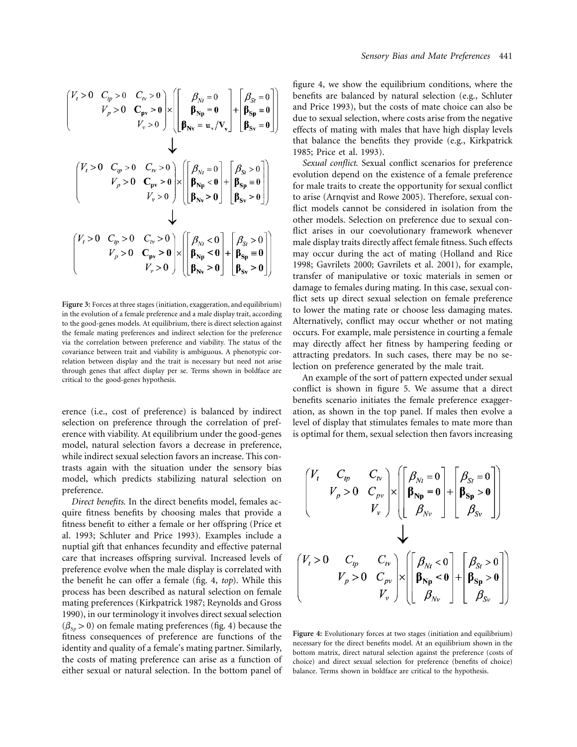$$
\begin{pmatrix} V_t > 0 & C_{tp} > 0 & C_{tv} > 0 \\ & V_p > 0 & \mathbf{C_{pv} > 0} \\ & & V_v > 0 \end{pmatrix} \times \left( \begin{bmatrix} \beta_{Nt} = 0 \\ \boldsymbol{\beta_{Np} = 0} \\ \boldsymbol{\beta_{Nv} = u_v / V_v} \end{bmatrix} + \begin{bmatrix} \beta_{St} = 0 \\ \boldsymbol{\beta_{Sp} \equiv 0} \\ \boldsymbol{\beta_{Sv} = 0} \end{bmatrix} \right)
$$

$$\downarrow$$

$$
\begin{pmatrix} V_t > 0 & C_{tp} > 0 & C_{tv} > 0 \\ & V_p > 0 & \mathbf{C_{pv} > 0} \\ & & V_v > 0 \end{pmatrix} \times \left( \begin{bmatrix} \beta_{Nt} = 0 \\ \boldsymbol{\beta_{Np} < 0} \\ \boldsymbol{\beta_{Nv} > 0} \end{bmatrix} + \begin{bmatrix} \beta_{St} > 0 \\ \boldsymbol{\beta_{Sp} \equiv 0} \\ \boldsymbol{\beta_{Sv} > 0} \end{bmatrix} \right)
$$

$$\downarrow$$

$$
\begin{pmatrix} V_t > 0 & C_{tp} > 0 & C_{tv} > 0 \\ & V_p > 0 & \mathbf{C_{pv} > 0} \\ & & V_v > 0 \end{pmatrix} \times \left( \begin{bmatrix} \beta_{Nt} < 0 \\ \boldsymbol{\beta_{Np} < 0} \\ \boldsymbol{\beta_{Nv} > 0} \end{bmatrix} + \begin{bmatrix} \beta_{St} > 0 \\ \boldsymbol{\beta_{Sp} \equiv 0} \\ \boldsymbol{\beta_{Sv} > 0} \end{bmatrix} \right)
$$

**Figure 3:** Forces at three stages (initiation, exaggeration, and equilibrium) in the evolution of a female preference and a male display trait, according to the good-genes models. At equilibrium, there is direct selection against the female mating preferences and indirect selection for the preference via the correlation between preference and viability. The status of the covariance between trait and viability is ambiguous. A phenotypic correlation between display and the trait is necessary but need not arise through genes that affect display per se. Terms shown in boldface are critical to the good-genes hypothesis.

erence (i.e., cost of preference) is balanced by indirect selection on preference through the correlation of preference with viability. At equilibrium under the good-genes model, natural selection favors a decrease in preference, while indirect sexual selection favors an increase. This contrasts again with the situation under the sensory bias model, which predicts stabilizing natural selection on preference.

*Direct benefits*. In the direct benefits model, females acquire fitness benefits by choosing males that provide a fitness benefit to either a female or her offspring (Price et al. 1993; Schluter and Price 1993). Examples include a nuptial gift that enhances fecundity and effective paternal care that increases offspring survival. Increased levels of preference evolve when the male display is correlated with the benefit he can offer a female (fig. 4, *top*). While this process has been described as natural selection on female mating preferences (Kirkpatrick 1987; Reynolds and Gross 1990), in our terminology it involves direct sexual selection ($\beta_{Sp} > 0$) on female mating preferences (fig. 4) because the fitness consequences of preference are functions of the identity and quality of a female's mating partner. Similarly, the costs of mating preference can arise as a function of either sexual or natural selection. In the bottom panel of figure 4, we show the equilibrium conditions, where the benefits are balanced by natural selection (e.g., Schluter and Price 1993), but the costs of mate choice can also be due to sexual selection, where costs arise from the negative effects of mating with males that have high display levels that balance the benefits they provide (e.g., Kirkpatrick 1985; Price et al. 1993).

*Sexual conflict*. Sexual conflict scenarios for preference evolution depend on the existence of a female preference for male traits to create the opportunity for sexual conflict to arise (Arnqvist and Rowe 2005). Therefore, sexual conflict models cannot be considered in isolation from the other models. Selection on preference due to sexual conflict arises in our coevolutionary framework whenever male display traits directly affect female fitness. Such effects may occur during the act of mating (Holland and Rice 1998; Gavrilets 2000; Gavrilets et al. 2001), for example, transfer of manipulative or toxic materials in semen or damage to females during mating. In this case, sexual conflict sets up direct sexual selection on female preference to lower the mating rate or choose less damaging mates. Alternatively, conflict may occur whether or not mating occurs. For example, male persistence in courting a female may directly affect her fitness by hampering feeding or attracting predators. In such cases, there may be no selection on preference generated by the male trait.

An example of the sort of pattern expected under sexual conflict is shown in figure 5. We assume that a direct benefits scenario initiates the female preference exaggeration, as shown in the top panel. If males then evolve a level of display that stimulates females to mate more than is optimal for them, sexual selection then favors increasing

$$
\begin{pmatrix} V_t & C_{tp} & C_{tv} \\ & V_p > 0 & C_{pv} \\ & & V_v \end{pmatrix} \times \left( \begin{bmatrix} \beta_{Nt} = 0 \\ \boldsymbol{\beta_{Np} = 0} \\ \beta_{Nv} \end{bmatrix} + \begin{bmatrix} \beta_{St} = 0 \\ \boldsymbol{\beta_{Sp} > 0} \\ \beta_{Sv} \end{bmatrix} \right)
$$

$$\downarrow$$

$$
\begin{pmatrix} V_t > 0 & C_{tp} & C_{tv} \\ & V_p > 0 & C_{pv} \\ & & V_v \end{pmatrix} \times \left( \begin{bmatrix} \beta_{Nt} < 0 \\ \boldsymbol{\beta_{Np} < 0} \\ \beta_{Nv} \end{bmatrix} + \begin{bmatrix} \beta_{St} > 0 \\ \boldsymbol{\beta_{Sp} > 0} \\ \beta_{Sv} \end{bmatrix} \right)
$$

**Figure 4:** Evolutionary forces at two stages (initiation and equilibrium) necessary for the direct benefits model. At an equilibrium shown in the bottom matrix, direct natural selection against the preference (costs of choice) and direct sexual selection for preference (benefits of choice) balance. Terms shown in boldface are critical to the hypothesis.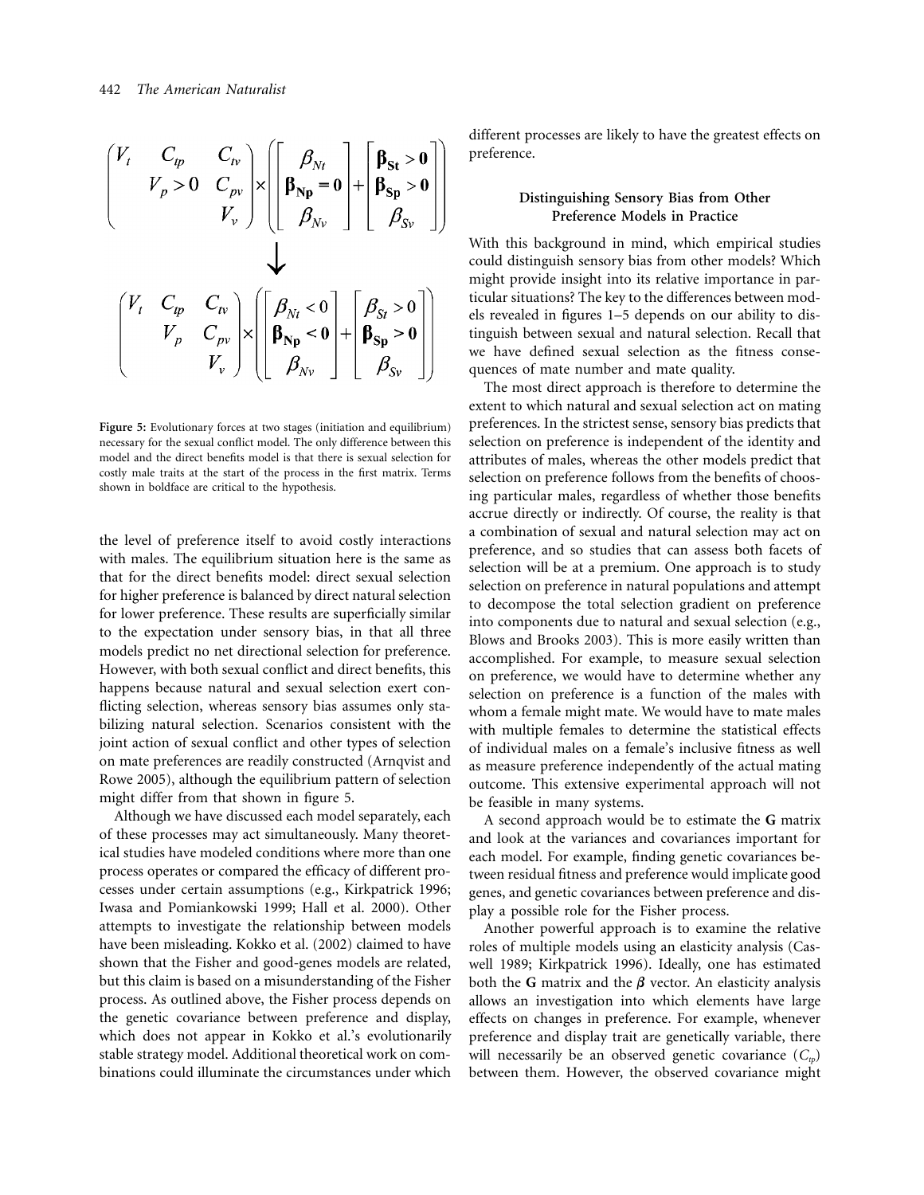$$
\begin{pmatrix} V_t & C_{tp} & C_{tv} \\ & V_p > 0 & C_{pv} \\ & & V_v \end{pmatrix} \times \left( \begin{bmatrix} \beta_{Nt} \\ \boldsymbol{\beta_{Np} = 0} \\ \beta_{Nv} \end{bmatrix} + \begin{bmatrix} \boldsymbol{\beta_{St} > 0} \\ \boldsymbol{\beta_{Sp} > 0} \\ \beta_{Sv} \end{bmatrix} \right)
$$

$$
\downarrow
$$

$$
\begin{pmatrix} V_t & C_{tp} & C_{tv} \\ & V_p & C_{pv} \\ & & V_v \end{pmatrix} \times \left( \begin{bmatrix} \beta_{Nt} < 0 \\ \boldsymbol{\beta_{Np} < 0} \\ \beta_{Nv} \end{bmatrix} + \begin{bmatrix} \beta_{St} > 0 \\ \boldsymbol{\beta_{Sp} > 0} \\ \beta_{Sv} \end{bmatrix} \right)
$$

**Figure 5:** Evolutionary forces at two stages (initiation and equilibrium) necessary for the sexual conflict model. The only difference between this model and the direct benefits model is that there is sexual selection for costly male traits at the start of the process in the first matrix. Terms shown in boldface are critical to the hypothesis.

the level of preference itself to avoid costly interactions with males. The equilibrium situation here is the same as that for the direct benefits model: direct sexual selection for higher preference is balanced by direct natural selection for lower preference. These results are superficially similar to the expectation under sensory bias, in that all three models predict no net directional selection for preference. However, with both sexual conflict and direct benefits, this happens because natural and sexual selection exert conflicting selection, whereas sensory bias assumes only stabilizing natural selection. Scenarios consistent with the joint action of sexual conflict and other types of selection on mate preferences are readily constructed (Arnqvist and Rowe 2005), although the equilibrium pattern of selection might differ from that shown in figure 5.

Although we have discussed each model separately, each of these processes may act simultaneously. Many theoretical studies have modeled conditions where more than one process operates or compared the efficacy of different processes under certain assumptions (e.g., Kirkpatrick 1996; Iwasa and Pomiankowski 1999; Hall et al. 2000). Other attempts to investigate the relationship between models have been misleading. Kokko et al. (2002) claimed to have shown that the Fisher and good-genes models are related, but this claim is based on a misunderstanding of the Fisher process. As outlined above, the Fisher process depends on the genetic covariance between preference and display, which does not appear in Kokko et al.'s evolutionarily stable strategy model. Additional theoretical work on combinations could illuminate the circumstances under which different processes are likely to have the greatest effects on preference.

## Distinguishing Sensory Bias from Other Preference Models in Practice

With this background in mind, which empirical studies could distinguish sensory bias from other models? Which might provide insight into its relative importance in particular situations? The key to the differences between models revealed in figures 1–5 depends on our ability to distinguish between sexual and natural selection. Recall that we have defined sexual selection as the fitness consequences of mate number and mate quality.

The most direct approach is therefore to determine the extent to which natural and sexual selection act on mating preferences. In the strictest sense, sensory bias predicts that selection on preference is independent of the identity and attributes of males, whereas the other models predict that selection on preference follows from the benefits of choosing particular males, regardless of whether those benefits accrue directly or indirectly. Of course, the reality is that a combination of sexual and natural selection may act on preference, and so studies that can assess both facets of selection will be at a premium. One approach is to study selection on preference in natural populations and attempt to decompose the total selection gradient on preference into components due to natural and sexual selection (e.g., Blows and Brooks 2003). This is more easily written than accomplished. For example, to measure sexual selection on preference, we would have to determine whether any selection on preference is a function of the males with whom a female might mate. We would have to mate males with multiple females to determine the statistical effects of individual males on a female's inclusive fitness as well as measure preference independently of the actual mating outcome. This extensive experimental approach will not be feasible in many systems.

A second approach would be to estimate the **G** matrix and look at the variances and covariances important for each model. For example, finding genetic covariances between residual fitness and preference would implicate good genes, and genetic covariances between preference and display a possible role for the Fisher process.

Another powerful approach is to examine the relative roles of multiple models using an elasticity analysis (Caswell 1989; Kirkpatrick 1996). Ideally, one has estimated both the **G** matrix and the $\boldsymbol{\beta}$ vector. An elasticity analysis allows an investigation into which elements have large effects on changes in preference. For example, whenever preference and display trait are genetically variable, there will necessarily be an observed genetic covariance ($C_{tp}$) between them. However, the observed covariance might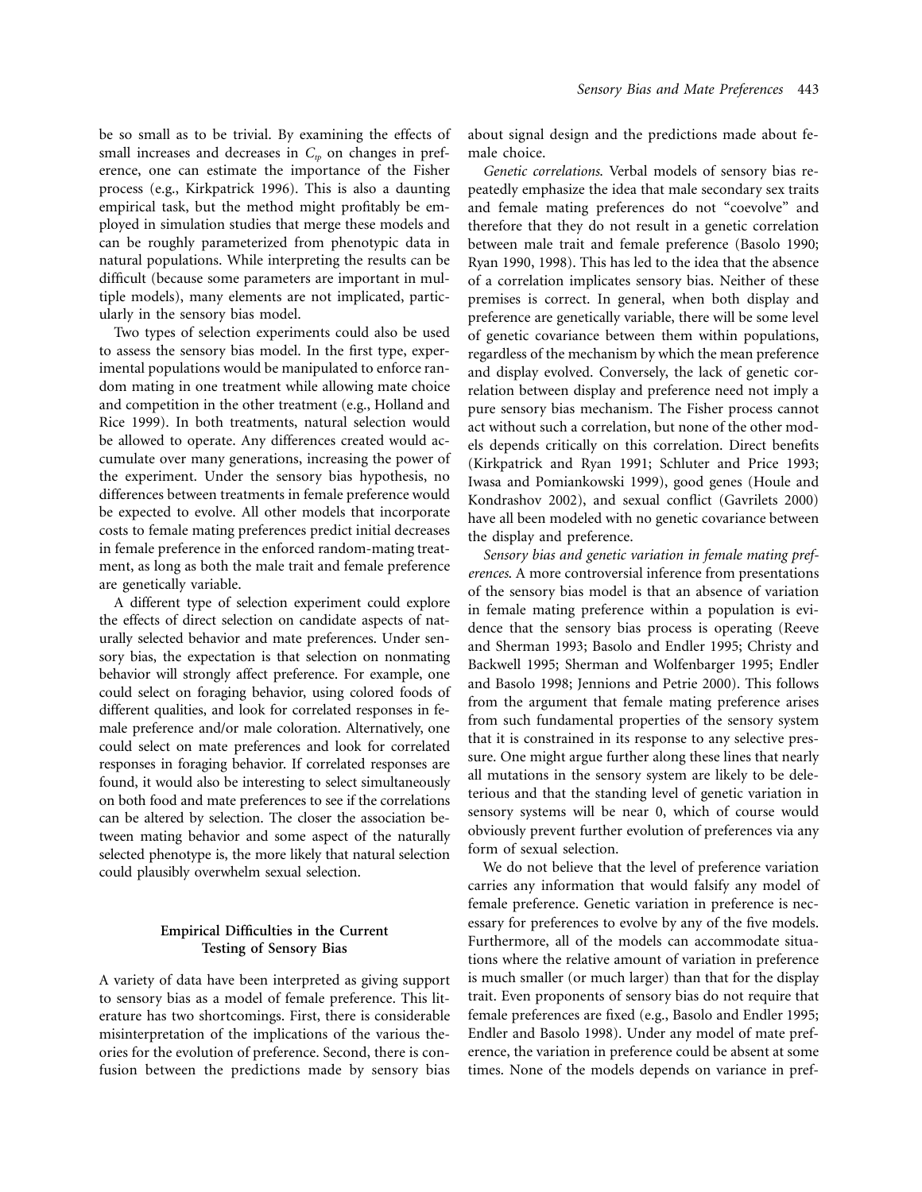be so small as to be trivial. By examining the effects of small increases and decreases in $C_{tp}$ on changes in preference, one can estimate the importance of the Fisher process (e.g., Kirkpatrick 1996). This is also a daunting empirical task, but the method might profitably be employed in simulation studies that merge these models and can be roughly parameterized from phenotypic data in natural populations. While interpreting the results can be difficult (because some parameters are important in multiple models), many elements are not implicated, particularly in the sensory bias model.

Two types of selection experiments could also be used to assess the sensory bias model. In the first type, experimental populations would be manipulated to enforce random mating in one treatment while allowing mate choice and competition in the other treatment (e.g., Holland and Rice 1999). In both treatments, natural selection would be allowed to operate. Any differences created would accumulate over many generations, increasing the power of the experiment. Under the sensory bias hypothesis, no differences between treatments in female preference would be expected to evolve. All other models that incorporate costs to female mating preferences predict initial decreases in female preference in the enforced random-mating treatment, as long as both the male trait and female preference are genetically variable.

A different type of selection experiment could explore the effects of direct selection on candidate aspects of naturally selected behavior and mate preferences. Under sensory bias, the expectation is that selection on nonmating behavior will strongly affect preference. For example, one could select on foraging behavior, using colored foods of different qualities, and look for correlated responses in female preference and/or male coloration. Alternatively, one could select on mate preferences and look for correlated responses in foraging behavior. If correlated responses are found, it would also be interesting to select simultaneously on both food and mate preferences to see if the correlations can be altered by selection. The closer the association between mating behavior and some aspect of the naturally selected phenotype is, the more likely that natural selection could plausibly overwhelm sexual selection.

## Empirical Difficulties in the Current Testing of Sensory Bias

A variety of data have been interpreted as giving support to sensory bias as a model of female preference. This literature has two shortcomings. First, there is considerable misinterpretation of the implications of the various theories for the evolution of preference. Second, there is confusion between the predictions made by sensory bias about signal design and the predictions made about female choice.

*Genetic correlations*. Verbal models of sensory bias repeatedly emphasize the idea that male secondary sex traits and female mating preferences do not "coevolve" and therefore that they do not result in a genetic correlation between male trait and female preference (Basolo 1990; Ryan 1990, 1998). This has led to the idea that the absence of a correlation implicates sensory bias. Neither of these premises is correct. In general, when both display and preference are genetically variable, there will be some level of genetic covariance between them within populations, regardless of the mechanism by which the mean preference and display evolved. Conversely, the lack of genetic correlation between display and preference need not imply a pure sensory bias mechanism. The Fisher process cannot act without such a correlation, but none of the other models depends critically on this correlation. Direct benefits (Kirkpatrick and Ryan 1991; Schluter and Price 1993; Iwasa and Pomiankowski 1999), good genes (Houle and Kondrashov 2002), and sexual conflict (Gavrilets 2000) have all been modeled with no genetic covariance between the display and preference.

*Sensory bias and genetic variation in female mating preferences*. A more controversial inference from presentations of the sensory bias model is that an absence of variation in female mating preference within a population is evidence that the sensory bias process is operating (Reeve and Sherman 1993; Basolo and Endler 1995; Christy and Backwell 1995; Sherman and Wolfenbarger 1995; Endler and Basolo 1998; Jennions and Petrie 2000). This follows from the argument that female mating preference arises from such fundamental properties of the sensory system that it is constrained in its response to any selective pressure. One might argue further along these lines that nearly all mutations in the sensory system are likely to be deleterious and that the standing level of genetic variation in sensory systems will be near 0, which of course would obviously prevent further evolution of preferences via any form of sexual selection.

We do not believe that the level of preference variation carries any information that would falsify any model of female preference. Genetic variation in preference is necessary for preferences to evolve by any of the five models. Furthermore, all of the models can accommodate situations where the relative amount of variation in preference is much smaller (or much larger) than that for the display trait. Even proponents of sensory bias do not require that female preferences are fixed (e.g., Basolo and Endler 1995; Endler and Basolo 1998). Under any model of mate preference, the variation in preference could be absent at some times. None of the models depends on variance in pref-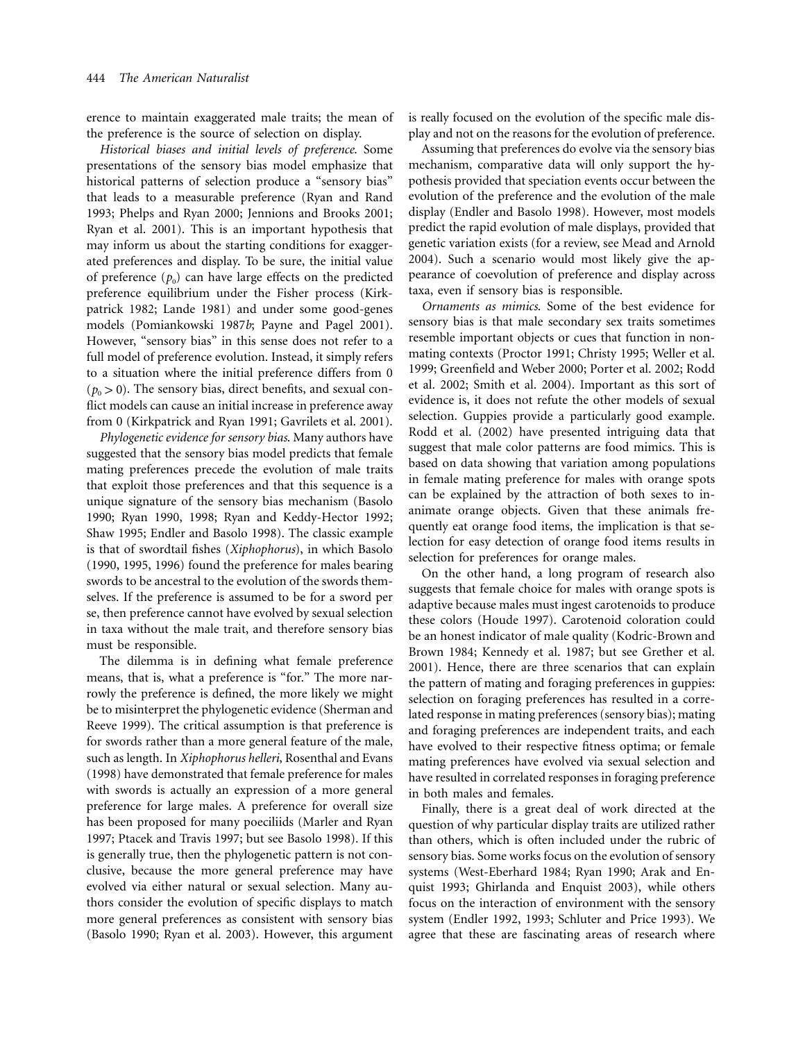erence to maintain exaggerated male traits; the mean of the preference is the source of selection on display.

*Historical biases and initial levels of preference.* Some presentations of the sensory bias model emphasize that historical patterns of selection produce a "sensory bias" that leads to a measurable preference (Ryan and Rand 1993; Phelps and Ryan 2000; Jennions and Brooks 2001; Ryan et al. 2001). This is an important hypothesis that may inform us about the starting conditions for exaggerated preferences and display. To be sure, the initial value of preference ($p_0$) can have large effects on the predicted preference equilibrium under the Fisher process (Kirkpatrick 1982; Lande 1981) and under some good-genes models (Pomiankowski 1987*b*; Payne and Pagel 2001). However, "sensory bias" in this sense does not refer to a full model of preference evolution. Instead, it simply refers to a situation where the initial preference differs from 0 ($p_0 > 0$). The sensory bias, direct benefits, and sexual conflict models can cause an initial increase in preference away from 0 (Kirkpatrick and Ryan 1991; Gavrilets et al. 2001).

*Phylogenetic evidence for sensory bias.* Many authors have suggested that the sensory bias model predicts that female mating preferences precede the evolution of male traits that exploit those preferences and that this sequence is a unique signature of the sensory bias mechanism (Basolo 1990; Ryan 1990, 1998; Ryan and Keddy-Hector 1992; Shaw 1995; Endler and Basolo 1998). The classic example is that of swordtail fishes (*Xiphophorus*), in which Basolo (1990, 1995, 1996) found the preference for males bearing swords to be ancestral to the evolution of the swords themselves. If the preference is assumed to be for a sword per se, then preference cannot have evolved by sexual selection in taxa without the male trait, and therefore sensory bias must be responsible.

The dilemma is in defining what female preference means, that is, what a preference is "for." The more narrowly the preference is defined, the more likely we might be to misinterpret the phylogenetic evidence (Sherman and Reeve 1999). The critical assumption is that preference is for swords rather than a more general feature of the male, such as length. In *Xiphophorus helleri*, Rosenthal and Evans (1998) have demonstrated that female preference for males with swords is actually an expression of a more general preference for large males. A preference for overall size has been proposed for many poeciliids (Marler and Ryan 1997; Ptacek and Travis 1997; but see Basolo 1998). If this is generally true, then the phylogenetic pattern is not conclusive, because the more general preference may have evolved via either natural or sexual selection. Many authors consider the evolution of specific displays to match more general preferences as consistent with sensory bias (Basolo 1990; Ryan et al. 2003). However, this argument is really focused on the evolution of the specific male display and not on the reasons for the evolution of preference.

Assuming that preferences do evolve via the sensory bias mechanism, comparative data will only support the hypothesis provided that speciation events occur between the evolution of the preference and the evolution of the male display (Endler and Basolo 1998). However, most models predict the rapid evolution of male displays, provided that genetic variation exists (for a review, see Mead and Arnold 2004). Such a scenario would most likely give the appearance of coevolution of preference and display across taxa, even if sensory bias is responsible.

*Ornaments as mimics.* Some of the best evidence for sensory bias is that male secondary sex traits sometimes resemble important objects or cues that function in nonmating contexts (Proctor 1991; Christy 1995; Weller et al. 1999; Greenfield and Weber 2000; Porter et al. 2002; Rodd et al. 2002; Smith et al. 2004). Important as this sort of evidence is, it does not refute the other models of sexual selection. Guppies provide a particularly good example. Rodd et al. (2002) have presented intriguing data that suggest that male color patterns are food mimics. This is based on data showing that variation among populations in female mating preference for males with orange spots can be explained by the attraction of both sexes to inanimate orange objects. Given that these animals frequently eat orange food items, the implication is that selection for easy detection of orange food items results in selection for preferences for orange males.

On the other hand, a long program of research also suggests that female choice for males with orange spots is adaptive because males must ingest carotenoids to produce these colors (Houde 1997). Carotenoid coloration could be an honest indicator of male quality (Kodric-Brown and Brown 1984; Kennedy et al. 1987; but see Grether et al. 2001). Hence, there are three scenarios that can explain the pattern of mating and foraging preferences in guppies: selection on foraging preferences has resulted in a correlated response in mating preferences (sensory bias); mating and foraging preferences are independent traits, and each have evolved to their respective fitness optima; or female mating preferences have evolved via sexual selection and have resulted in correlated responses in foraging preference in both males and females.

Finally, there is a great deal of work directed at the question of why particular display traits are utilized rather than others, which is often included under the rubric of sensory bias. Some works focus on the evolution of sensory systems (West-Eberhard 1984; Ryan 1990; Arak and Enquist 1993; Ghirlanda and Enquist 2003), while others focus on the interaction of environment with the sensory system (Endler 1992, 1993; Schluter and Price 1993). We agree that these are fascinating areas of research where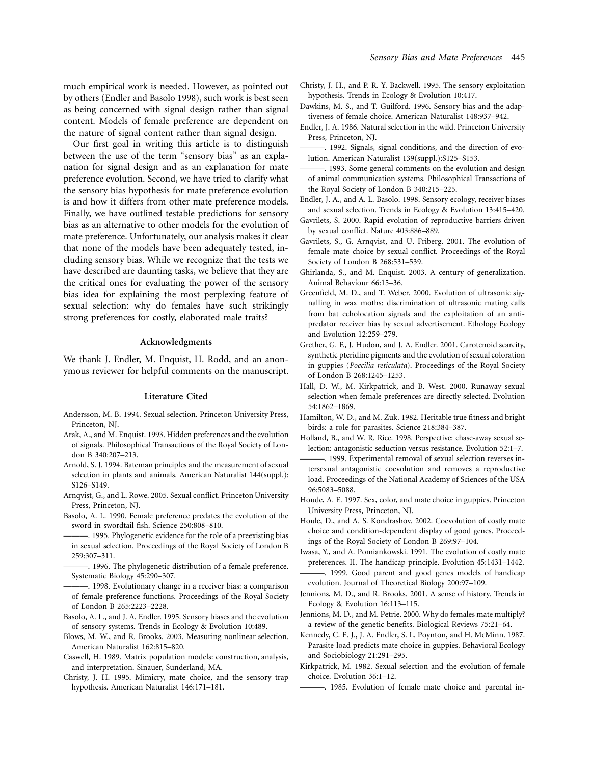much empirical work is needed. However, as pointed out by others (Endler and Basolo 1998), such work is best seen as being concerned with signal design rather than signal content. Models of female preference are dependent on the nature of signal content rather than signal design.

Our first goal in writing this article is to distinguish between the use of the term "sensory bias" as an explanation for signal design and as an explanation for mate preference evolution. Second, we have tried to clarify what the sensory bias hypothesis for mate preference evolution is and how it differs from other mate preference models. Finally, we have outlined testable predictions for sensory bias as an alternative to other models for the evolution of mate preference. Unfortunately, our analysis makes it clear that none of the models have been adequately tested, including sensory bias. While we recognize that the tests we have described are daunting tasks, we believe that they are the critical ones for evaluating the power of the sensory bias idea for explaining the most perplexing feature of sexual selection: why do females have such strikingly strong preferences for costly, elaborated male traits?

## Acknowledgments

We thank J. Endler, M. Enquist, H. Rodd, and an anonymous reviewer for helpful comments on the manuscript.

## Literature Cited

Andersson, M. B. 1994. Sexual selection. Princeton University Press, Princeton, NJ.

Arak, A., and M. Enquist. 1993. Hidden preferences and the evolution of signals. Philosophical Transactions of the Royal Society of London B 340:207–213.

Arnold, S. J. 1994. Bateman principles and the measurement of sexual selection in plants and animals. American Naturalist 144(suppl.): S126–S149.

Arnqvist, G., and L. Rowe. 2005. Sexual conflict. Princeton University Press, Princeton, NJ.

Basolo, A. L. 1990. Female preference predates the evolution of the sword in swordtail fish. Science 250:808–810.

———. 1995. Phylogenetic evidence for the role of a preexisting bias in sexual selection. Proceedings of the Royal Society of London B 259:307–311.

———. 1996. The phylogenetic distribution of a female preference. Systematic Biology 45:290–307.

———. 1998. Evolutionary change in a receiver bias: a comparison of female preference functions. Proceedings of the Royal Society of London B 265:2223–2228.

Basolo, A. L., and J. A. Endler. 1995. Sensory biases and the evolution of sensory systems. Trends in Ecology & Evolution 10:489.

Blows, M. W., and R. Brooks. 2003. Measuring nonlinear selection. American Naturalist 162:815–820.

Caswell, H. 1989. Matrix population models: construction, analysis, and interpretation. Sinauer, Sunderland, MA.

Christy, J. H. 1995. Mimicry, mate choice, and the sensory trap hypothesis. American Naturalist 146:171–181.

Christy, J. H., and P. R. Y. Backwell. 1995. The sensory exploitation hypothesis. Trends in Ecology & Evolution 10:417.

Dawkins, M. S., and T. Guilford. 1996. Sensory bias and the adaptiveness of female choice. American Naturalist 148:937–942.

Endler, J. A. 1986. Natural selection in the wild. Princeton University Press, Princeton, NJ.

———. 1992. Signals, signal conditions, and the direction of evolution. American Naturalist 139(suppl.):S125–S153.

———. 1993. Some general comments on the evolution and design of animal communication systems. Philosophical Transactions of the Royal Society of London B 340:215–225.

Endler, J. A., and A. L. Basolo. 1998. Sensory ecology, receiver biases and sexual selection. Trends in Ecology & Evolution 13:415–420.

Gavrilets, S. 2000. Rapid evolution of reproductive barriers driven by sexual conflict. Nature 403:886–889.

Gavrilets, S., G. Arnqvist, and U. Friberg. 2001. The evolution of female mate choice by sexual conflict. Proceedings of the Royal Society of London B 268:531–539.

Ghirlanda, S., and M. Enquist. 2003. A century of generalization. Animal Behaviour 66:15–36.

Greenfield, M. D., and T. Weber. 2000. Evolution of ultrasonic signalling in wax moths: discrimination of ultrasonic mating calls from bat echolocation signals and the exploitation of an antipredator receiver bias by sexual advertisement. Ethology Ecology and Evolution 12:259–279.

Grether, G. F., J. Hudon, and J. A. Endler. 2001. Carotenoid scarcity, synthetic pteridine pigments and the evolution of sexual coloration in guppies (*Poecilia reticulata*). Proceedings of the Royal Society of London B 268:1245–1253.

Hall, D. W., M. Kirkpatrick, and B. West. 2000. Runaway sexual selection when female preferences are directly selected. Evolution 54:1862–1869.

Hamilton, W. D., and M. Zuk. 1982. Heritable true fitness and bright birds: a role for parasites. Science 218:384–387.

Holland, B., and W. R. Rice. 1998. Perspective: chase-away sexual selection: antagonistic seduction versus resistance. Evolution 52:1–7.

———. 1999. Experimental removal of sexual selection reverses intersexual antagonistic coevolution and removes a reproductive load. Proceedings of the National Academy of Sciences of the USA 96:5083–5088.

Houde, A. E. 1997. Sex, color, and mate choice in guppies. Princeton University Press, Princeton, NJ.

Houle, D., and A. S. Kondrashov. 2002. Coevolution of costly mate choice and condition-dependent display of good genes. Proceedings of the Royal Society of London B 269:97–104.

Iwasa, Y., and A. Pomiankowski. 1991. The evolution of costly mate preferences. II. The handicap principle. Evolution 45:1431–1442.

———. 1999. Good parent and good genes models of handicap evolution. Journal of Theoretical Biology 200:97–109.

Jennions, M. D., and R. Brooks. 2001. A sense of history. Trends in Ecology & Evolution 16:113–115.

Jennions, M. D., and M. Petrie. 2000. Why do females mate multiply? a review of the genetic benefits. Biological Reviews 75:21–64.

Kennedy, C. E. J., J. A. Endler, S. L. Poynton, and H. McMinn. 1987. Parasite load predicts mate choice in guppies. Behavioral Ecology and Sociobiology 21:291–295.

Kirkpatrick, M. 1982. Sexual selection and the evolution of female choice. Evolution 36:1–12.

———. 1985. Evolution of female mate choice and parental in-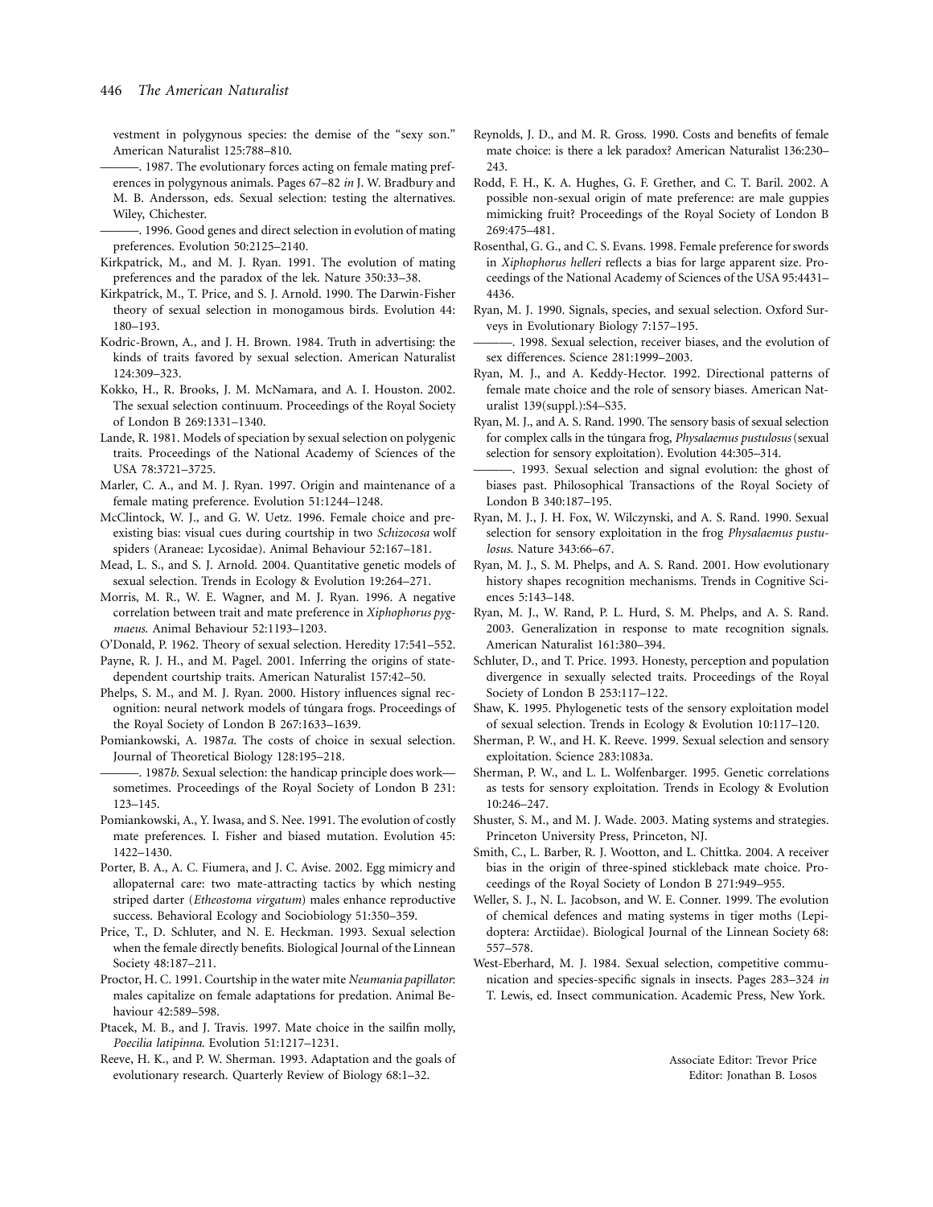vestment in polygynous species: the demise of the "sexy son." American Naturalist 125:788–810.

———. 1987. The evolutionary forces acting on female mating preferences in polygynous animals. Pages 67–82 *in* J. W. Bradbury and M. B. Andersson, eds. Sexual selection: testing the alternatives. Wiley, Chichester.

———. 1996. Good genes and direct selection in evolution of mating preferences. Evolution 50:2125–2140.

Kirkpatrick, M., and M. J. Ryan. 1991. The evolution of mating preferences and the paradox of the lek. Nature 350:33–38.

Kirkpatrick, M., T. Price, and S. J. Arnold. 1990. The Darwin-Fisher theory of sexual selection in monogamous birds. Evolution 44: 180–193.

Kodric-Brown, A., and J. H. Brown. 1984. Truth in advertising: the kinds of traits favored by sexual selection. American Naturalist 124:309–323.

Kokko, H., R. Brooks, J. M. McNamara, and A. I. Houston. 2002. The sexual selection continuum. Proceedings of the Royal Society of London B 269:1331–1340.

Lande, R. 1981. Models of speciation by sexual selection on polygenic traits. Proceedings of the National Academy of Sciences of the USA 78:3721–3725.

Marler, C. A., and M. J. Ryan. 1997. Origin and maintenance of a female mating preference. Evolution 51:1244–1248.

McClintock, W. J., and G. W. Uetz. 1996. Female choice and preexisting bias: visual cues during courtship in two *Schizocosa* wolf spiders (Araneae: Lycosidae). Animal Behaviour 52:167–181.

Mead, L. S., and S. J. Arnold. 2004. Quantitative genetic models of sexual selection. Trends in Ecology & Evolution 19:264–271.

Morris, M. R., W. E. Wagner, and M. J. Ryan. 1996. A negative correlation between trait and mate preference in *Xiphophorus pygmaeus*. Animal Behaviour 52:1193–1203.

O'Donald, P. 1962. Theory of sexual selection. Heredity 17:541–552.

Payne, R. J. H., and M. Pagel. 2001. Inferring the origins of state-dependent courtship traits. American Naturalist 157:42–50.

Phelps, S. M., and M. J. Ryan. 2000. History influences signal recognition: neural network models of túngara frogs. Proceedings of the Royal Society of London B 267:1633–1639.

Pomiankowski, A. 1987*a*. The costs of choice in sexual selection. Journal of Theoretical Biology 128:195–218.

———. 1987*b*. Sexual selection: the handicap principle does work—sometimes. Proceedings of the Royal Society of London B 231: 123–145.

Pomiankowski, A., Y. Iwasa, and S. Nee. 1991. The evolution of costly mate preferences. I. Fisher and biased mutation. Evolution 45: 1422–1430.

Porter, B. A., A. C. Fiumera, and J. C. Avise. 2002. Egg mimicry and allopaternal care: two mate-attracting tactics by which nesting striped darter (*Etheostoma virgatum*) males enhance reproductive success. Behavioral Ecology and Sociobiology 51:350–359.

Price, T., D. Schluter, and N. E. Heckman. 1993. Sexual selection when the female directly benefits. Biological Journal of the Linnean Society 48:187–211.

Proctor, H. C. 1991. Courtship in the water mite *Neumania papillator*: males capitalize on female adaptations for predation. Animal Behaviour 42:589–598.

Ptacek, M. B., and J. Travis. 1997. Mate choice in the sailfin molly, *Poecilia latipinna*. Evolution 51:1217–1231.

Reeve, H. K., and P. W. Sherman. 1993. Adaptation and the goals of evolutionary research. Quarterly Review of Biology 68:1–32.

Reynolds, J. D., and M. R. Gross. 1990. Costs and benefits of female mate choice: is there a lek paradox? American Naturalist 136:230–243.

Rodd, F. H., K. A. Hughes, G. F. Grether, and C. T. Baril. 2002. A possible non-sexual origin of mate preference: are male guppies mimicking fruit? Proceedings of the Royal Society of London B 269:475–481.

Rosenthal, G. G., and C. S. Evans. 1998. Female preference for swords in *Xiphophorus helleri* reflects a bias for large apparent size. Proceedings of the National Academy of Sciences of the USA 95:4431–4436.

Ryan, M. J. 1990. Signals, species, and sexual selection. Oxford Surveys in Evolutionary Biology 7:157–195.

———. 1998. Sexual selection, receiver biases, and the evolution of sex differences. Science 281:1999–2003.

Ryan, M. J., and A. Keddy-Hector. 1992. Directional patterns of female mate choice and the role of sensory biases. American Naturalist 139(suppl.):S4–S35.

Ryan, M. J., and A. S. Rand. 1990. The sensory basis of sexual selection for complex calls in the túngara frog, *Physalaemus pustulosus* (sexual selection for sensory exploitation). Evolution 44:305–314.

———. 1993. Sexual selection and signal evolution: the ghost of biases past. Philosophical Transactions of the Royal Society of London B 340:187–195.

Ryan, M. J., J. H. Fox, W. Wilczynski, and A. S. Rand. 1990. Sexual selection for sensory exploitation in the frog *Physalaemus pustulosus*. Nature 343:66–67.

Ryan, M. J., S. M. Phelps, and A. S. Rand. 2001. How evolutionary history shapes recognition mechanisms. Trends in Cognitive Sciences 5:143–148.

Ryan, M. J., W. Rand, P. L. Hurd, S. M. Phelps, and A. S. Rand. 2003. Generalization in response to mate recognition signals. American Naturalist 161:380–394.

Schluter, D., and T. Price. 1993. Honesty, perception and population divergence in sexually selected traits. Proceedings of the Royal Society of London B 253:117–122.

Shaw, K. 1995. Phylogenetic tests of the sensory exploitation model of sexual selection. Trends in Ecology & Evolution 10:117–120.

Sherman, P. W., and H. K. Reeve. 1999. Sexual selection and sensory exploitation. Science 283:1083a.

Sherman, P. W., and L. L. Wolfenbarger. 1995. Genetic correlations as tests for sensory exploitation. Trends in Ecology & Evolution 10:246–247.

Shuster, S. M., and M. J. Wade. 2003. Mating systems and strategies. Princeton University Press, Princeton, NJ.

Smith, C., L. Barber, R. J. Wootton, and L. Chittka. 2004. A receiver bias in the origin of three-spined stickleback mate choice. Proceedings of the Royal Society of London B 271:949–955.

Weller, S. J., N. L. Jacobson, and W. E. Conner. 1999. The evolution of chemical defences and mating systems in tiger moths (Lepidoptera: Arctiidae). Biological Journal of the Linnean Society 68: 557–578.

West-Eberhard, M. J. 1984. Sexual selection, competitive communication and species-specific signals in insects. Pages 283–324 *in* T. Lewis, ed. Insect communication. Academic Press, New York.

Associate Editor: Trevor Price
Editor: Jonathan B. Losos